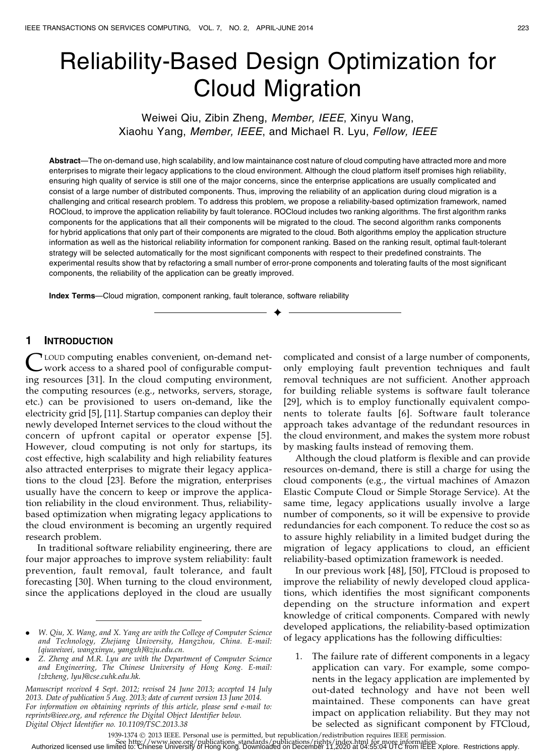# Reliability-Based Design Optimization for Cloud Migration

Weiwei Qiu, Zibin Zheng, *Member, IEEE*, Xinyu Wang, Xiaohu Yang, *Member, IEEE*, and Michael R. Lyu, *Fellow, IEEE*

**Abstract**—The on-demand use, high scalability, and low maintainance cost nature of cloud computing have attracted more and more enterprises to migrate their legacy applications to the cloud environment. Although the cloud platform itself promises high reliability, ensuring high quality of service is still one of the major concerns, since the enterprise applications are usually complicated and consist of a large number of distributed components. Thus, improving the reliability of an application during cloud migration is a challenging and critical research problem. To address this problem, we propose a reliability-based optimization framework, named ROCloud, to improve the application reliability by fault tolerance. ROCloud includes two ranking algorithms. The first algorithm ranks components for the applications that all their components will be migrated to the cloud. The second algorithm ranks components for hybrid applications that only part of their components are migrated to the cloud. Both algorithms employ the application structure information as well as the historical reliability information for component ranking. Based on the ranking result, optimal fault-tolerant strategy will be selected automatically for the most significant components with respect to their predefined constraints. The experimental results show that by refactoring a small number of error-prone components and tolerating faults of the most significant components, the reliability of the application can be greatly improved.

**Index Terms**—Cloud migration, component ranking, fault tolerance, software reliability

## 1 Introduction

Cloud computing enables convenient, on-demand network access to a shared pool of configurable computing resources [31]. In the cloud computing environment, the computing resources (e.g., networks, servers, storage, etc.) can be provisioned to users on-demand, like the electricity grid [5], [11]. Startup companies can deploy their newly developed Internet services to the cloud without the concern of upfront capital or operator expense [5]. However, cloud computing is not only for startups, its cost effective, high scalability and high reliability features also attracted enterprises to migrate their legacy applications to the cloud [23]. Before the migration, enterprises usually have the concern to keep or improve the application reliability in the cloud environment. Thus, reliability-based optimization when migrating legacy applications to the cloud environment is becoming an urgently required research problem.

In traditional software reliability engineering, there are four major approaches to improve system reliability: fault prevention, fault removal, fault tolerance, and fault forecasting [30]. When turning to the cloud environment, since the applications deployed in the cloud are usually complicated and consist of a large number of components, only employing fault prevention techniques and fault removal techniques are not sufficient. Another approach for building reliable systems is software fault tolerance [29], which is to employ functionally equivalent components to tolerate faults [6]. Software fault tolerance approach takes advantage of the redundant resources in the cloud environment, and makes the system more robust by masking faults instead of removing them.

Although the cloud platform is flexible and can provide resources on-demand, there is still a charge for using the cloud components (e.g., the virtual machines of Amazon Elastic Compute Cloud or Simple Storage Service). At the same time, legacy applications usually involve a large number of components, so it will be expensive to provide redundancies for each component. To reduce the cost so as to assure highly reliability in a limited budget during the migration of legacy applications to cloud, an efficient reliability-based optimization framework is needed.

In our previous work [48], [50], FTCloud is proposed to improve the reliability of newly developed cloud applications, which identifies the most significant components depending on the structure information and expert knowledge of critical components. Compared with newly developed applications, the reliability-based optimization of legacy applications has the following difficulties:

1. The failure rate of different components in a legacy application can vary. For example, some components in the legacy application are implemented by out-dated technology and have not been well maintained. These components can have great impact on application reliability. But they may not be selected as significant component by FTCloud,

---

- *W. Qiu, X. Wang, and X. Yang are with the College of Computer Science and Technology, Zhejiang University, Hangzhou, China. E-mail: {qiuweiwei, wangxinyu, yangxh}@zju.edu.cn.*
- *Z. Zheng and M.R. Lyu are with the Department of Computer Science and Engineering, The Chinese University of Hong Kong. E-mail: {zbzheng, lyu}@cse.cuhk.edu.hk.*

*Manuscript received 4 Sept. 2012; revised 24 June 2013; accepted 14 July 2013. Date of publication 5 Aug. 2013; date of current version 13 June 2014. For information on obtaining reprints of this article, please send e-mail to: reprints@ieee.org, and reference the Digital Object Identifier below. Digital Object Identifier no. 10.1109/TSC.2013.38*

1939-1374 © 2013 IEEE. Personal use is permitted, but republication/redistribution requires IEEE permission. See http://www.ieee.org/publications_standards/publications/rights/index.html for more information.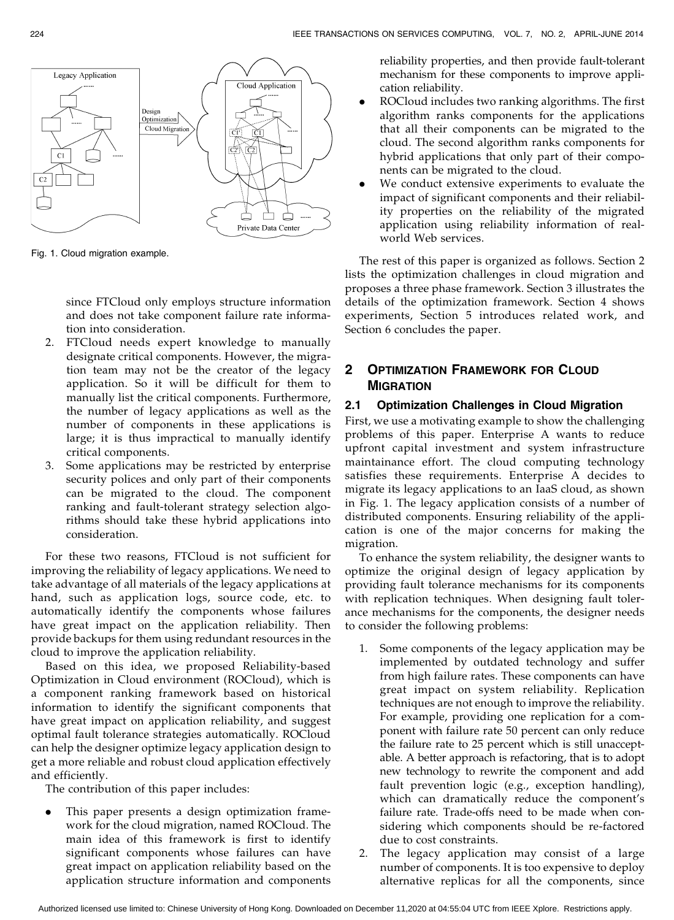Fig. 1. Cloud migration example.

since FTCloud only employs structure information and does not take component failure rate information into consideration.

2. FTCloud needs expert knowledge to manually designate critical components. However, the migration team may not be the creator of the legacy application. So it will be difficult for them to manually list the critical components. Furthermore, the number of legacy applications as well as the number of components in these applications is large; it is thus impractical to manually identify critical components.
3. Some applications may be restricted by enterprise security polices and only part of their components can be migrated to the cloud. The component ranking and fault-tolerant strategy selection algorithms should take these hybrid applications into consideration.

For these two reasons, FTCloud is not sufficient for improving the reliability of legacy applications. We need to take advantage of all materials of the legacy applications at hand, such as application logs, source code, etc. to automatically identify the components whose failures have great impact on the application reliability. Then provide backups for them using redundant resources in the cloud to improve the application reliability.

Based on this idea, we proposed Reliability-based Optimization in Cloud environment (ROCloud), which is a component ranking framework based on historical information to identify the significant components that have great impact on application reliability, and suggest optimal fault tolerance strategies automatically. ROCloud can help the designer optimize legacy application design to get a more reliable and robust cloud application effectively and efficiently.

The contribution of this paper includes:

- This paper presents a design optimization framework for the cloud migration, named ROCloud. The main idea of this framework is first to identify significant components whose failures can have great impact on application reliability based on the application structure information and components reliability properties, and then provide fault-tolerant mechanism for these components to improve application reliability.
- ROCloud includes two ranking algorithms. The first algorithm ranks components for the applications that all their components can be migrated to the cloud. The second algorithm ranks components for hybrid applications that only part of their components can be migrated to the cloud.
- We conduct extensive experiments to evaluate the impact of significant components and their reliability properties on the reliability of the migrated application using reliability information of real-world Web services.

The rest of this paper is organized as follows. Section 2 lists the optimization challenges in cloud migration and proposes a three phase framework. Section 3 illustrates the details of the optimization framework. Section 4 shows experiments, Section 5 introduces related work, and Section 6 concludes the paper.

## 2 Optimization Framework for Cloud Migration

### 2.1 Optimization Challenges in Cloud Migration

First, we use a motivating example to show the challenging problems of this paper. Enterprise A wants to reduce upfront capital investment and system infrastructure maintainance effort. The cloud computing technology satisfies these requirements. Enterprise A decides to migrate its legacy applications to an IaaS cloud, as shown in Fig. 1. The legacy application consists of a number of distributed components. Ensuring reliability of the application is one of the major concerns for making the migration.

To enhance the system reliability, the designer wants to optimize the original design of legacy application by providing fault tolerance mechanisms for its components with replication techniques. When designing fault tolerance mechanisms for the components, the designer needs to consider the following problems:

1. Some components of the legacy application may be implemented by outdated technology and suffer from high failure rates. These components can have great impact on system reliability. Replication techniques are not enough to improve the reliability. For example, providing one replication for a component with failure rate 50 percent can only reduce the failure rate to 25 percent which is still unacceptable. A better approach is refactoring, that is to adopt new technology to rewrite the component and add fault prevention logic (e.g., exception handling), which can dramatically reduce the component's failure rate. Trade-offs need to be made when considering which components should be re-factored due to cost constraints.
2. The legacy application may consist of a large number of components. It is too expensive to deploy alternative replicas for all the components, since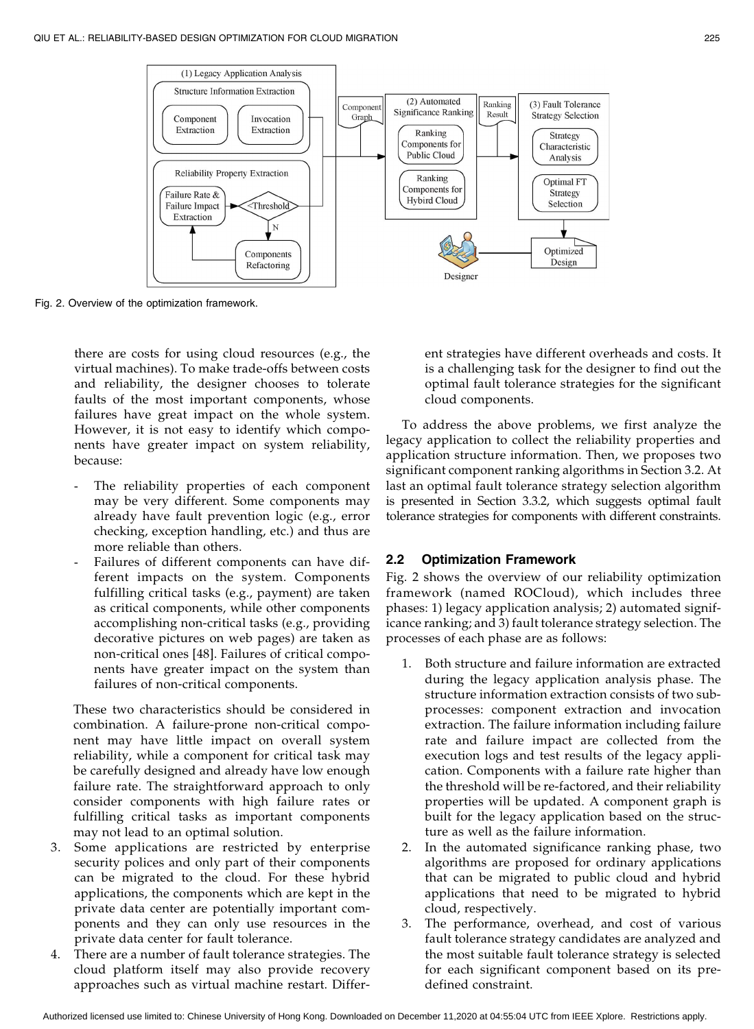(1) Legacy Application Analysis
Structure Information Extraction
Component Extraction
Invocation Extraction
Reliability Property Extraction
Failure Rate & Failure Impact Extraction
<Threshold
N
Components Refactoring
Component Graph
(2) Automated Significance Ranking
Ranking Components for Public Cloud
Ranking Components for Hybird Cloud
Ranking Result
(3) Fault Tolerance Strategy Selection
Strategy Characteristic Analysis
Optimal FT Strategy Selection
Optimized Design
Designer

Fig. 2. Overview of the optimization framework.

there are costs for using cloud resources (e.g., the virtual machines). To make trade-offs between costs and reliability, the designer chooses to tolerate faults of the most important components, whose failures have great impact on the whole system. However, it is not easy to identify which components have greater impact on system reliability, because:

- The reliability properties of each component may be very different. Some components may already have fault prevention logic (e.g., error checking, exception handling, etc.) and thus are more reliable than others.
- Failures of different components can have different impacts on the system. Components fulfilling critical tasks (e.g., payment) are taken as critical components, while other components accomplishing non-critical tasks (e.g., providing decorative pictures on web pages) are taken as non-critical ones [48]. Failures of critical components have greater impact on the system than failures of non-critical components.

These two characteristics should be considered in combination. A failure-prone non-critical component may have little impact on overall system reliability, while a component for critical task may be carefully designed and already have low enough failure rate. The straightforward approach to only consider components with high failure rates or fulfilling critical tasks as important components may not lead to an optimal solution.

3. Some applications are restricted by enterprise security polices and only part of their components can be migrated to the cloud. For these hybrid applications, the components which are kept in the private data center are potentially important components and they can only use resources in the private data center for fault tolerance.
4. There are a number of fault tolerance strategies. The cloud platform itself may also provide recovery approaches such as virtual machine restart. Different strategies have different overheads and costs. It is a challenging task for the designer to find out the optimal fault tolerance strategies for the significant cloud components.

To address the above problems, we first analyze the legacy application to collect the reliability properties and application structure information. Then, we proposes two significant component ranking algorithms in Section 3.2. At last an optimal fault tolerance strategy selection algorithm is presented in Section 3.3.2, which suggests optimal fault tolerance strategies for components with different constraints.

### 2.2 Optimization Framework

Fig. 2 shows the overview of our reliability optimization framework (named ROCloud), which includes three phases: 1) legacy application analysis; 2) automated significance ranking; and 3) fault tolerance strategy selection. The processes of each phase are as follows:

1. Both structure and failure information are extracted during the legacy application analysis phase. The structure information extraction consists of two subprocesses: component extraction and invocation extraction. The failure information including failure rate and failure impact are collected from the execution logs and test results of the legacy application. Components with a failure rate higher than the threshold will be re-factored, and their reliability properties will be updated. A component graph is built for the legacy application based on the structure as well as the failure information.
2. In the automated significance ranking phase, two algorithms are proposed for ordinary applications that can be migrated to public cloud and hybrid applications that need to be migrated to hybrid cloud, respectively.
3. The performance, overhead, and cost of various fault tolerance strategy candidates are analyzed and the most suitable fault tolerance strategy is selected for each significant component based on its predefined constraint.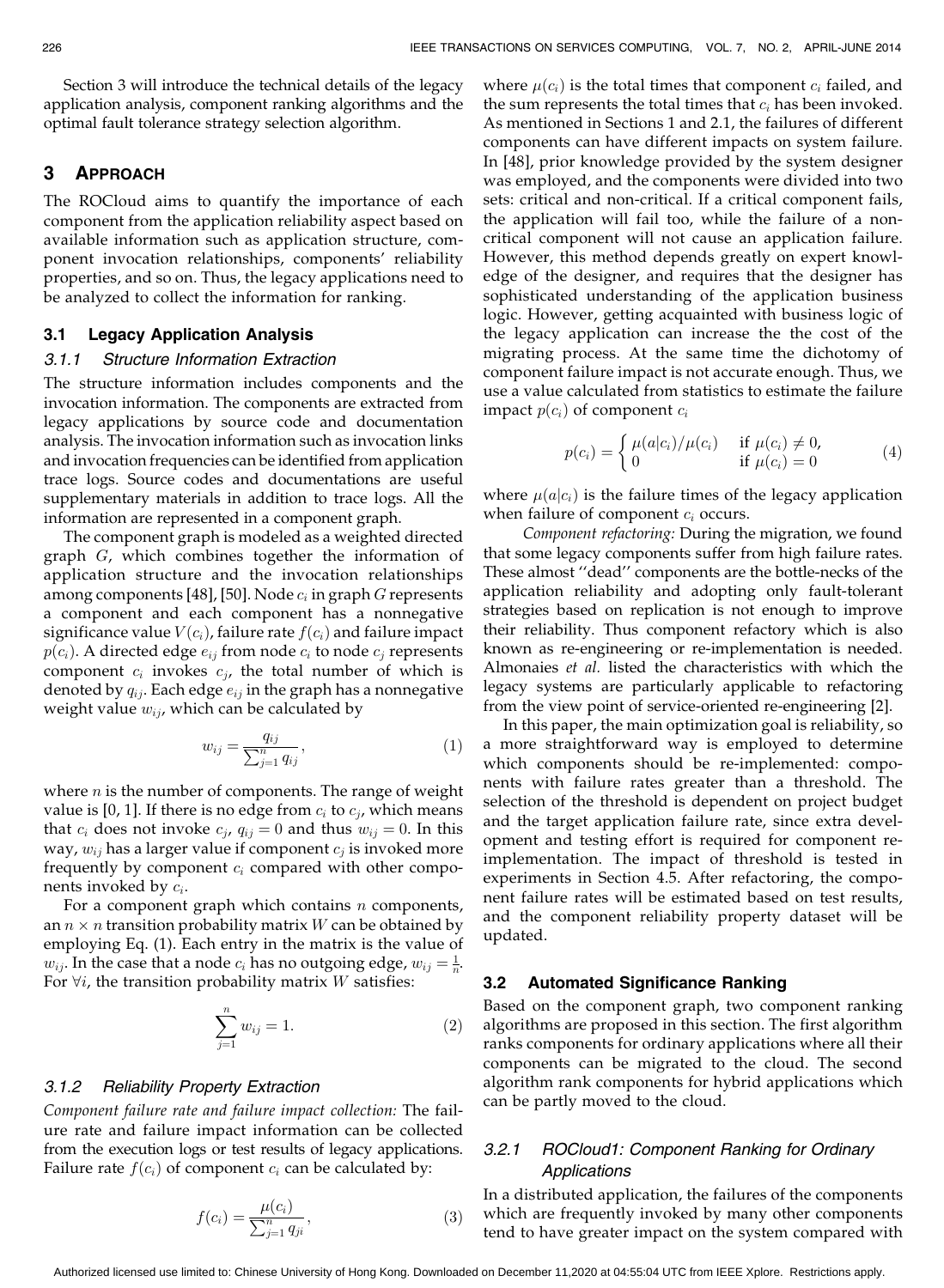Section 3 will introduce the technical details of the legacy application analysis, component ranking algorithms and the optimal fault tolerance strategy selection algorithm.

## 3 Approach

The ROCloud aims to quantify the importance of each component from the application reliability aspect based on available information such as application structure, component invocation relationships, components' reliability properties, and so on. Thus, the legacy applications need to be analyzed to collect the information for ranking.

### 3.1 Legacy Application Analysis

#### 3.1.1 Structure Information Extraction

The structure information includes components and the invocation information. The components are extracted from legacy applications by source code and documentation analysis. The invocation information such as invocation links and invocation frequencies can be identified from application trace logs. Source codes and documentations are useful supplementary materials in addition to trace logs. All the information are represented in a component graph.

The component graph is modeled as a weighted directed graph $G$, which combines together the information of application structure and the invocation relationships among components [48], [50]. Node $c_i$ in graph $G$ represents a component and each component has a nonnegative significance value $V(c_i)$, failure rate $f(c_i)$ and failure impact $p(c_i)$. A directed edge $e_{ij}$ from node $c_i$ to node $c_j$ represents component $c_i$ invokes $c_j$, the total number of which is denoted by $q_{ij}$. Each edge $e_{ij}$ in the graph has a nonnegative weight value $w_{ij}$, which can be calculated by

$$w_{ij} = \frac{q_{ij}}{\sum_{j=1}^{n} q_{ij}}, \tag{1}$$

where $n$ is the number of components. The range of weight value is [0, 1]. If there is no edge from $c_i$ to $c_j$, which means that $c_i$ does not invoke $c_j$, $q_{ij} = 0$ and thus $w_{ij} = 0$. In this way, $w_{ij}$ has a larger value if component $c_j$ is invoked more frequently by component $c_i$ compared with other components invoked by $c_i$.

For a component graph which contains $n$ components, an $n \times n$ transition probability matrix $W$ can be obtained by employing Eq. (1). Each entry in the matrix is the value of $w_{ij}$. In the case that a node $c_i$ has no outgoing edge, $w_{ij} = \frac{1}{n}$. For $\forall i$, the transition probability matrix $W$ satisfies:

$$\sum_{j=1}^{n} w_{ij} = 1. \tag{2}$$

#### 3.1.2 Reliability Property Extraction

*Component failure rate and failure impact collection:* The failure rate and failure impact information can be collected from the execution logs or test results of legacy applications. Failure rate $f(c_i)$ of component $c_i$ can be calculated by:

$$f(c_i) = \frac{\mu(c_i)}{\sum_{j=1}^{n} q_{ji}}, \tag{3}$$

where $\mu(c_i)$ is the total times that component $c_i$ failed, and the sum represents the total times that $c_i$ has been invoked. As mentioned in Sections 1 and 2.1, the failures of different components can have different impacts on system failure. In [48], prior knowledge provided by the system designer was employed, and the components were divided into two sets: critical and non-critical. If a critical component fails, the application will fail too, while the failure of a non-critical component will not cause an application failure. However, this method depends greatly on expert knowledge of the designer, and requires that the designer has sophisticated understanding of the application business logic. However, getting acquainted with business logic of the legacy application can increase the the cost of the migrating process. At the same time the dichotomy of component failure impact is not accurate enough. Thus, we use a value calculated from statistics to estimate the failure impact $p(c_i)$ of component $c_i$

$$p(c_i) = \begin{cases} \mu(a|c_i)/\mu(c_i) & \text{if } \mu(c_i) \neq 0, \\ 0 & \text{if } \mu(c_i) = 0 \end{cases} \tag{4}$$

where $\mu(a|c_i)$ is the failure times of the legacy application when failure of component $c_i$ occurs.

*Component refactoring:* During the migration, we found that some legacy components suffer from high failure rates. These almost "dead" components are the bottle-necks of the application reliability and adopting only fault-tolerant strategies based on replication is not enough to improve their reliability. Thus component refactory which is also known as re-engineering or re-implementation is needed. Almonaies *et al.* listed the characteristics with which the legacy systems are particularly applicable to refactoring from the view point of service-oriented re-engineering [2].

In this paper, the main optimization goal is reliability, so a more straightforward way is employed to determine which components should be re-implemented: components with failure rates greater than a threshold. The selection of the threshold is dependent on project budget and the target application failure rate, since extra development and testing effort is required for component re-implementation. The impact of threshold is tested in experiments in Section 4.5. After refactoring, the component failure rates will be estimated based on test results, and the component reliability property dataset will be updated.

### 3.2 Automated Significance Ranking

Based on the component graph, two component ranking algorithms are proposed in this section. The first algorithm ranks components for ordinary applications where all their components can be migrated to the cloud. The second algorithm rank components for hybrid applications which can be partly moved to the cloud.

#### 3.2.1 ROCloud1: Component Ranking for Ordinary Applications

In a distributed application, the failures of the components which are frequently invoked by many other components tend to have greater impact on the system compared with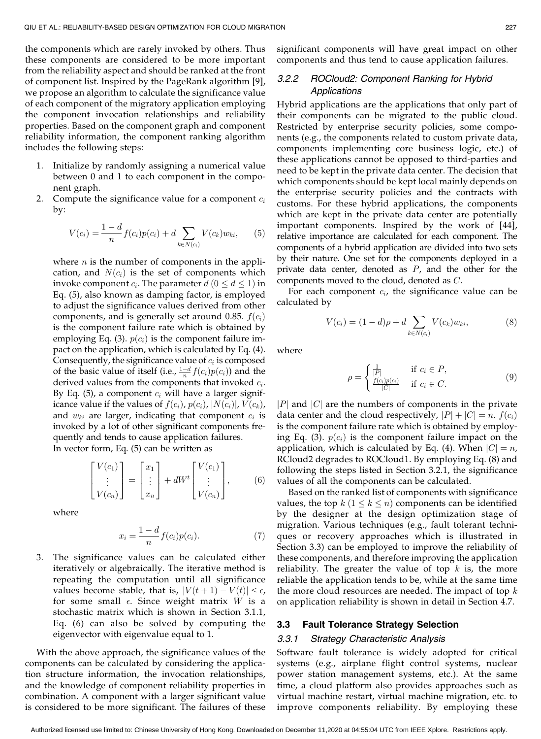the components which are rarely invoked by others. Thus these components are considered to be more important from the reliability aspect and should be ranked at the front of component list. Inspired by the PageRank algorithm [9], we propose an algorithm to calculate the significance value of each component of the migratory application employing the component invocation relationships and reliability properties. Based on the component graph and component reliability information, the component ranking algorithm includes the following steps:

1. Initialize by randomly assigning a numerical value between 0 and 1 to each component in the component graph.
2. Compute the significance value for a component $c_i$ by:

$$V(c_i) = \frac{1-d}{n} f(c_i)p(c_i) + d \sum_{k \in N(c_i)} V(c_k) w_{ki}, \quad (5)$$

   where $n$ is the number of components in the application, and $N(c_i)$ is the set of components which invoke component $c_i$. The parameter $d$ $(0 \leq d \leq 1)$ in Eq. (5), also known as damping factor, is employed to adjust the significance values derived from other components, and is generally set around 0.85. $f(c_i)$ is the component failure rate which is obtained by employing Eq. (3). $p(c_i)$ is the component failure impact on the application, which is calculated by Eq. (4). Consequently, the significance value of $c_i$ is composed of the basic value of itself (i.e., $\frac{1-d}{n} f(c_i)p(c_i)$) and the derived values from the components that invoked $c_i$. By Eq. (5), a component $c_i$ will have a larger significance value if the values of $f(c_i)$, $p(c_i)$, $|N(c_i)|$, $V(c_k)$, and $w_{ki}$ are larger, indicating that component $c_i$ is invoked by a lot of other significant components frequently and tends to cause application failures.

   In vector form, Eq. (5) can be written as

$$\begin{bmatrix} V(c_1) \\ \vdots \\ V(c_n) \end{bmatrix} = \begin{bmatrix} x_1 \\ \vdots \\ x_n \end{bmatrix} + dW^t \begin{bmatrix} V(c_1) \\ \vdots \\ V(c_n) \end{bmatrix}, \quad (6)$$

   where

$$x_i = \frac{1-d}{n} f(c_i)p(c_i). \quad (7)$$

3. The significance values can be calculated either iteratively or algebraically. The iterative method is repeating the computation until all significance values become stable, that is, $|V(t+1) - V(t)| < \epsilon$, for some small $\epsilon$. Since weight matrix $W$ is a stochastic matrix which is shown in Section 3.1.1, Eq. (6) can also be solved by computing the eigenvector with eigenvalue equal to 1.

With the above approach, the significance values of the components can be calculated by considering the application structure information, the invocation relationships, and the knowledge of component reliability properties in combination. A component with a larger significant value is considered to be more significant. The failures of these significant components will have great impact on other components and thus tend to cause application failures.

#### 3.2.2 ROCloud2: Component Ranking for Hybrid Applications

Hybrid applications are the applications that only part of their components can be migrated to the public cloud. Restricted by enterprise security policies, some components (e.g., the components related to custom private data, components implementing core business logic, etc.) of these applications cannot be opposed to third-parties and need to be kept in the private data center. The decision that which components should be kept local mainly depends on the enterprise security policies and the contracts with customs. For these hybrid applications, the components which are kept in the private data center are potentially important components. Inspired by the work of [44], relative importance are calculated for each component. The components of a hybrid application are divided into two sets by their nature. One set for the components deployed in a private data center, denoted as $P$, and the other for the components moved to the cloud, denoted as $C$.

For each component $c_i$, the significance value can be calculated by

$$V(c_i) = (1-d)\rho + d \sum_{k \in N(c_i)} V(c_k) w_{ki}, \quad (8)$$

where

$$\rho = \begin{cases} \frac{1}{|P|} & \text{if } c_i \in P, \\ \frac{f(c_i)p(c_i)}{|C|} & \text{if } c_i \in C. \end{cases} \quad (9)$$

$|P|$ and $|C|$ are the numbers of components in the private data center and the cloud respectively, $|P| + |C| = n$. $f(c_i)$ is the component failure rate which is obtained by employing Eq. (3). $p(c_i)$ is the component failure impact on the application, which is calculated by Eq. (4). When $|C| = n$, RCloud2 degrades to ROCloud1. By employing Eq. (8) and following the steps listed in Section 3.2.1, the significance values of all the components can be calculated.

Based on the ranked list of components with significance values, the top $k$ $(1 \leq k \leq n)$ components can be identified by the designer at the design optimization stage of migration. Various techniques (e.g., fault tolerant techniques or recovery approaches which is illustrated in Section 3.3) can be employed to improve the reliability of these components, and therefore improving the application reliability. The greater the value of top $k$ is, the more reliable the application tends to be, while at the same time the more cloud resources are needed. The impact of top $k$ on application reliability is shown in detail in Section 4.7.

### 3.3 Fault Tolerance Strategy Selection

#### 3.3.1 Strategy Characteristic Analysis

Software fault tolerance is widely adopted for critical systems (e.g., airplane flight control systems, nuclear power station management systems, etc.). At the same time, a cloud platform also provides approaches such as virtual machine restart, virtual machine migration, etc. to improve components reliability. By employing these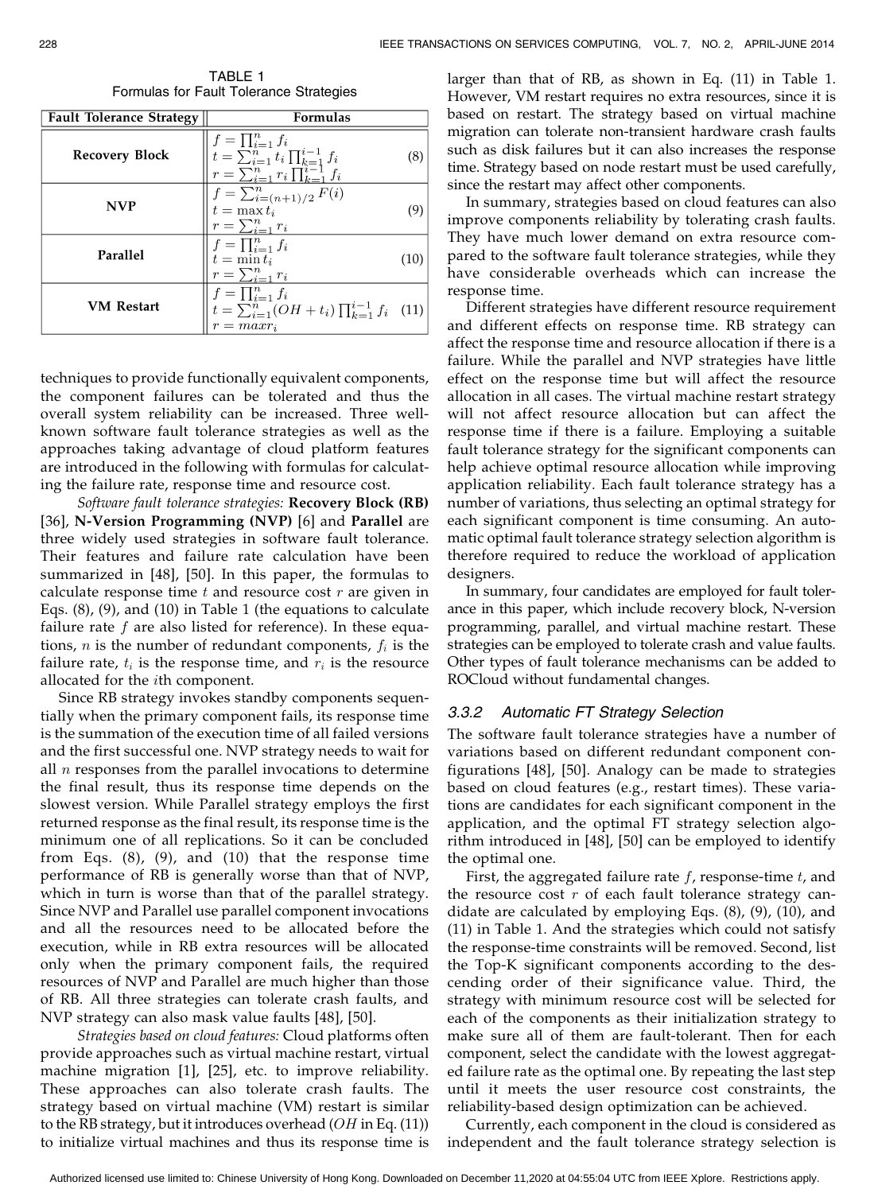TABLE 1
Formulas for Fault Tolerance Strategies

| Fault Tolerance Strategy | Formulas | |
|---|---|---|
| **Recovery Block** | $f = \prod_{i=1}^{n} f_i$ <br> $t = \sum_{i=1}^{n} t_i \prod_{k=1}^{i-1} f_i$ <br> $r = \sum_{i=1}^{n} r_i \prod_{k=1}^{i-1} f_i$ | (8) |
| **NVP** | $f = \sum_{i=(n+1)/2}^{n} F(i)$ <br> $t = \max t_i$ <br> $r = \sum_{i=1}^{n} r_i$ | (9) |
| **Parallel** | $f = \prod_{i=1}^{n} f_i$ <br> $t = \min t_i$ <br> $r = \sum_{i=1}^{n} r_i$ | (10) |
| **VM Restart** | $f = \prod_{i=1}^{n} f_i$ <br> $t = \sum_{i=1}^{n} (OH + t_i) \prod_{k=1}^{i-1} f_i$ <br> $r = max r_i$ | (11) |

techniques to provide functionally equivalent components, the component failures can be tolerated and thus the overall system reliability can be increased. Three well-known software fault tolerance strategies as well as the approaches taking advantage of cloud platform features are introduced in the following with formulas for calculating the failure rate, response time and resource cost.

*Software fault tolerance strategies:* **Recovery Block (RB)** [36], **N-Version Programming (NVP)** [6] and **Parallel** are three widely used strategies in software fault tolerance. Their features and failure rate calculation have been summarized in [48], [50]. In this paper, the formulas to calculate response time $t$ and resource cost $r$ are given in Eqs. (8), (9), and (10) in Table 1 (the equations to calculate failure rate $f$ are also listed for reference). In these equations, $n$ is the number of redundant components, $f_i$ is the failure rate, $t_i$ is the response time, and $r_i$ is the resource allocated for the $i$th component.

Since RB strategy invokes standby components sequentially when the primary component fails, its response time is the summation of the execution time of all failed versions and the first successful one. NVP strategy needs to wait for all $n$ responses from the parallel invocations to determine the final result, thus its response time depends on the slowest version. While Parallel strategy employs the first returned response as the final result, its response time is the minimum one of all replications. So it can be concluded from Eqs. (8), (9), and (10) that the response time performance of RB is generally worse than that of NVP, which in turn is worse than that of the parallel strategy. Since NVP and Parallel use parallel component invocations and all the resources need to be allocated before the execution, while in RB extra resources will be allocated only when the primary component fails, the required resources of NVP and Parallel are much higher than those of RB. All three strategies can tolerate crash faults, and NVP strategy can also mask value faults [48], [50].

*Strategies based on cloud features:* Cloud platforms often provide approaches such as virtual machine restart, virtual machine migration [1], [25], etc. to improve reliability. These approaches can also tolerate crash faults. The strategy based on virtual machine (VM) restart is similar to the RB strategy, but it introduces overhead ($OH$ in Eq. (11)) to initialize virtual machines and thus its response time is larger than that of RB, as shown in Eq. (11) in Table 1. However, VM restart requires no extra resources, since it is based on restart. The strategy based on virtual machine migration can tolerate non-transient hardware crash faults such as disk failures but it can also increases the response time. Strategy based on node restart must be used carefully, since the restart may affect other components.

In summary, strategies based on cloud features can also improve components reliability by tolerating crash faults. They have much lower demand on extra resource compared to the software fault tolerance strategies, while they have considerable overheads which can increase the response time.

Different strategies have different resource requirement and different effects on response time. RB strategy can affect the response time and resource allocation if there is a failure. While the parallel and NVP strategies have little effect on the response time but will affect the resource allocation in all cases. The virtual machine restart strategy will not affect resource allocation but can affect the response time if there is a failure. Employing a suitable fault tolerance strategy for the significant components can help achieve optimal resource allocation while improving application reliability. Each fault tolerance strategy has a number of variations, thus selecting an optimal strategy for each significant component is time consuming. An automatic optimal fault tolerance strategy selection algorithm is therefore required to reduce the workload of application designers.

In summary, four candidates are employed for fault tolerance in this paper, which include recovery block, N-version programming, parallel, and virtual machine restart. These strategies can be employed to tolerate crash and value faults. Other types of fault tolerance mechanisms can be added to ROCloud without fundamental changes.

### 3.3.2 Automatic FT Strategy Selection

The software fault tolerance strategies have a number of variations based on different redundant component configurations [48], [50]. Analogy can be made to strategies based on cloud features (e.g., restart times). These variations are candidates for each significant component in the application, and the optimal FT strategy selection algorithm introduced in [48], [50] can be employed to identify the optimal one.

First, the aggregated failure rate $f$, response-time $t$, and the resource cost $r$ of each fault tolerance strategy candidate are calculated by employing Eqs. (8), (9), (10), and (11) in Table 1. And the strategies which could not satisfy the response-time constraints will be removed. Second, list the Top-K significant components according to the descending order of their significance value. Third, the strategy with minimum resource cost will be selected for each of the components as their initialization strategy to make sure all of them are fault-tolerant. Then for each component, select the candidate with the lowest aggregated failure rate as the optimal one. By repeating the last step until it meets the user resource cost constraints, the reliability-based design optimization can be achieved.

Currently, each component in the cloud is considered as independent and the fault tolerance strategy selection is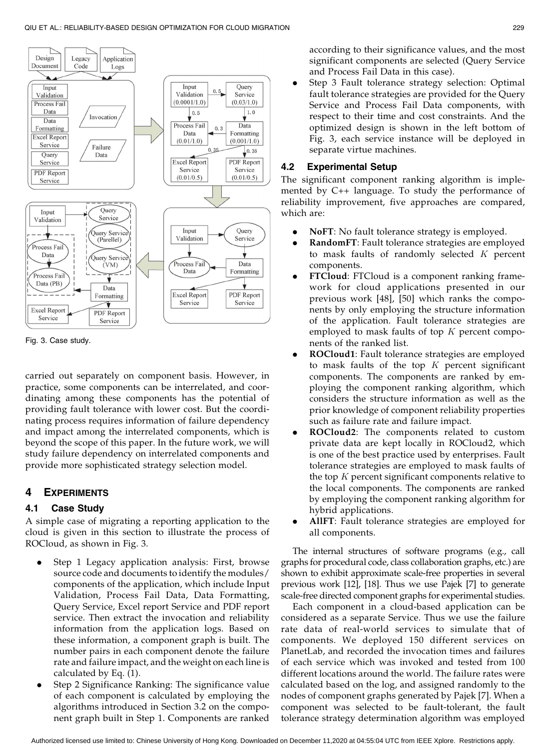Fig. 3. Case study.

carried out separately on component basis. However, in practice, some components can be interrelated, and coordinating among these components has the potential of providing fault tolerance with lower cost. But the coordinating process requires information of failure dependency and impact among the interrelated components, which is beyond the scope of this paper. In the future work, we will study failure dependency on interrelated components and provide more sophisticated strategy selection model.

## 4 Experiments

### 4.1 Case Study

A simple case of migrating a reporting application to the cloud is given in this section to illustrate the process of ROCloud, as shown in Fig. 3.

- Step 1 Legacy application analysis: First, browse source code and documents to identify the modules/components of the application, which include Input Validation, Process Fail Data, Data Formatting, Query Service, Excel report Service and PDF report service. Then extract the invocation and reliability information from the application logs. Based on these information, a component graph is built. The number pairs in each component denote the failure rate and failure impact, and the weight on each line is calculated by Eq. (1).
- Step 2 Significance Ranking: The significance value of each component is calculated by employing the algorithms introduced in Section 3.2 on the component graph built in Step 1. Components are ranked according to their significance values, and the most significant components are selected (Query Service and Process Fail Data in this case).
- Step 3 Fault tolerance strategy selection: Optimal fault tolerance strategies are provided for the Query Service and Process Fail Data components, with respect to their time and cost constraints. And the optimized design is shown in the left bottom of Fig. 3, each service instance will be deployed in separate virtue machines.

### 4.2 Experimental Setup

The significant component ranking algorithm is implemented by C++ language. To study the performance of reliability improvement, five approaches are compared, which are:

- **NoFT**: No fault tolerance strategy is employed.
- **RandomFT**: Fault tolerance strategies are employed to mask faults of randomly selected $K$ percent components.
- **FTCloud**: FTCloud is a component ranking framework for cloud applications presented in our previous work [48], [50] which ranks the components by only employing the structure information of the application. Fault tolerance strategies are employed to mask faults of top $K$ percent components of the ranked list.
- **ROCloud1**: Fault tolerance strategies are employed to mask faults of the top $K$ percent significant components. The components are ranked by employing the component ranking algorithm, which considers the structure information as well as the prior knowledge of component reliability properties such as failure rate and failure impact.
- **ROCloud2**: The components related to custom private data are kept locally in ROCloud2, which is one of the best practice used by enterprises. Fault tolerance strategies are employed to mask faults of the top $K$ percent significant components relative to the local components. The components are ranked by employing the component ranking algorithm for hybrid applications.
- **AllFT**: Fault tolerance strategies are employed for all components.

The internal structures of software programs (e.g., call graphs for procedural code, class collaboration graphs, etc.) are shown to exhibit approximate scale-free properties in several previous work [12], [18]. Thus we use Pajek [7] to generate scale-free directed component graphs for experimental studies.

Each component in a cloud-based application can be considered as a separate Service. Thus we use the failure rate data of real-world services to simulate that of components. We deployed 150 different services on PlanetLab, and recorded the invocation times and failures of each service which was invoked and tested from 100 different locations around the world. The failure rates were calculated based on the log, and assigned randomly to the nodes of component graphs generated by Pajek [7]. When a component was selected to be fault-tolerant, the fault tolerance strategy determination algorithm was employed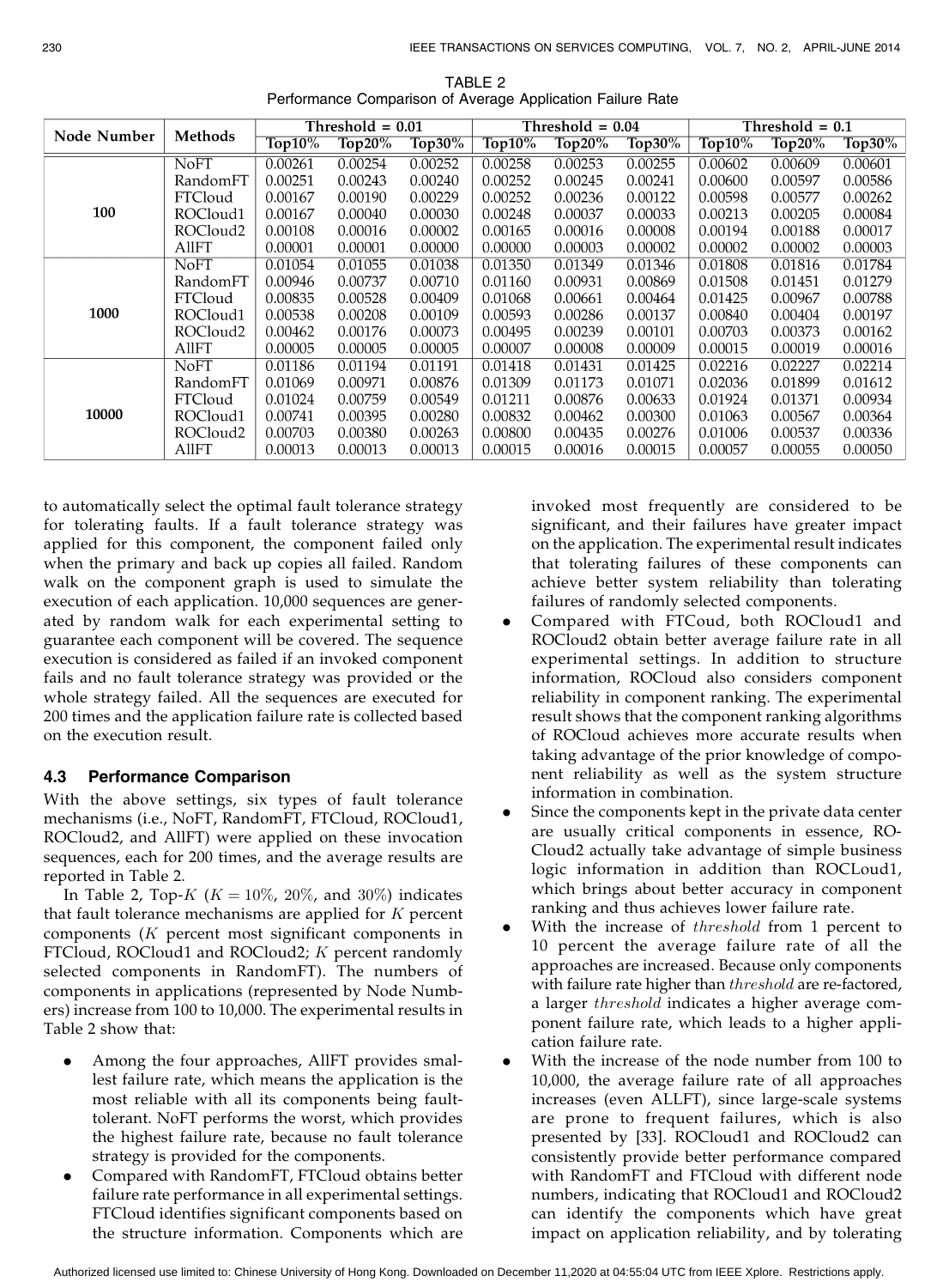TABLE 2
Performance Comparison of Average Application Failure Rate

| Node Number | Methods | Threshold = 0.01 | | | Threshold = 0.04 | | | Threshold = 0.1 | | |
|---|---|---|---|---|---|---|---|---|---|---|
| | | Top10% | Top20% | Top30% | Top10% | Top20% | Top30% | Top10% | Top20% | Top30% |
| 100 | NoFT | 0.00261 | 0.00254 | 0.00252 | 0.00258 | 0.00253 | 0.00255 | 0.00602 | 0.00609 | 0.00601 |
| | RandomFT | 0.00251 | 0.00243 | 0.00240 | 0.00252 | 0.00245 | 0.00241 | 0.00600 | 0.00597 | 0.00586 |
| | FTCloud | 0.00167 | 0.00190 | 0.00229 | 0.00252 | 0.00236 | 0.00122 | 0.00598 | 0.00577 | 0.00262 |
| | ROCloud1 | 0.00167 | 0.00040 | 0.00030 | 0.00248 | 0.00037 | 0.00033 | 0.00213 | 0.00205 | 0.00084 |
| | ROCloud2 | 0.00108 | 0.00016 | 0.00002 | 0.00165 | 0.00016 | 0.00008 | 0.00194 | 0.00188 | 0.00017 |
| | AllFT | 0.00001 | 0.00001 | 0.00000 | 0.00000 | 0.00003 | 0.00002 | 0.00002 | 0.00002 | 0.00003 |
| 1000 | NoFT | 0.01054 | 0.01055 | 0.01038 | 0.01350 | 0.01349 | 0.01346 | 0.01808 | 0.01816 | 0.01784 |
| | RandomFT | 0.00946 | 0.00737 | 0.00710 | 0.01160 | 0.00931 | 0.00869 | 0.01508 | 0.01451 | 0.01279 |
| | FTCloud | 0.00835 | 0.00528 | 0.00409 | 0.01068 | 0.00661 | 0.00464 | 0.01425 | 0.00967 | 0.00788 |
| | ROCloud1 | 0.00538 | 0.00208 | 0.00109 | 0.00593 | 0.00286 | 0.00137 | 0.00840 | 0.00404 | 0.00197 |
| | ROCloud2 | 0.00462 | 0.00176 | 0.00073 | 0.00495 | 0.00239 | 0.00101 | 0.00703 | 0.00373 | 0.00162 |
| | AllFT | 0.00005 | 0.00005 | 0.00005 | 0.00007 | 0.00008 | 0.00009 | 0.00015 | 0.00019 | 0.00016 |
| 10000 | NoFT | 0.01186 | 0.01194 | 0.01191 | 0.01418 | 0.01431 | 0.01425 | 0.02216 | 0.02227 | 0.02214 |
| | RandomFT | 0.01069 | 0.00971 | 0.00876 | 0.01309 | 0.01173 | 0.01071 | 0.02036 | 0.01899 | 0.01612 |
| | FTCloud | 0.01024 | 0.00759 | 0.00549 | 0.01211 | 0.00876 | 0.00633 | 0.01924 | 0.01371 | 0.00934 |
| | ROCloud1 | 0.00741 | 0.00395 | 0.00280 | 0.00832 | 0.00462 | 0.00300 | 0.01063 | 0.00567 | 0.00364 |
| | ROCloud2 | 0.00703 | 0.00380 | 0.00263 | 0.00800 | 0.00435 | 0.00276 | 0.01006 | 0.00537 | 0.00336 |
| | AllFT | 0.00013 | 0.00013 | 0.00013 | 0.00015 | 0.00016 | 0.00015 | 0.00057 | 0.00055 | 0.00050 |

to automatically select the optimal fault tolerance strategy for tolerating faults. If a fault tolerance strategy was applied for this component, the component failed only when the primary and back up copies all failed. Random walk on the component graph is used to simulate the execution of each application. 10,000 sequences are generated by random walk for each experimental setting to guarantee each component will be covered. The sequence execution is considered as failed if an invoked component fails and no fault tolerance strategy was provided or the whole strategy failed. All the sequences are executed for 200 times and the application failure rate is collected based on the execution result.

### 4.3 Performance Comparison

With the above settings, six types of fault tolerance mechanisms (i.e., NoFT, RandomFT, FTCloud, ROCloud1, ROCloud2, and AllFT) were applied on these invocation sequences, each for 200 times, and the average results are reported in Table 2.

In Table 2, Top-$K$ ($K = 10\%$, $20\%$, and $30\%$) indicates that fault tolerance mechanisms are applied for $K$ percent components ($K$ percent most significant components in FTCloud, ROCloud1 and ROCloud2; $K$ percent randomly selected components in RandomFT). The numbers of components in applications (represented by Node Numbers) increase from 100 to 10,000. The experimental results in Table 2 show that:

- Among the four approaches, AllFT provides smallest failure rate, which means the application is the most reliable with all its components being fault-tolerant. NoFT performs the worst, which provides the highest failure rate, because no fault tolerance strategy is provided for the components.
- Compared with RandomFT, FTCloud obtains better failure rate performance in all experimental settings. FTCloud identifies significant components based on the structure information. Components which are invoked most frequently are considered to be significant, and their failures have greater impact on the application. The experimental result indicates that tolerating failures of these components can achieve better system reliability than tolerating failures of randomly selected components.
- Compared with FTCoud, both ROCloud1 and ROCloud2 obtain better average failure rate in all experimental settings. In addition to structure information, ROCloud also considers component reliability in component ranking. The experimental result shows that the component ranking algorithms of ROCloud achieves more accurate results when taking advantage of the prior knowledge of component reliability as well as the system structure information in combination.
- Since the components kept in the private data center are usually critical components in essence, ROCloud2 actually take advantage of simple business logic information in addition than ROCLoud1, which brings about better accuracy in component ranking and thus achieves lower failure rate.
- With the increase of $threshold$ from 1 percent to 10 percent the average failure rate of all the approaches are increased. Because only components with failure rate higher than $threshold$ are re-factored, a larger $threshold$ indicates a higher average component failure rate, which leads to a higher application failure rate.
- With the increase of the node number from 100 to 10,000, the average failure rate of all approaches increases (even ALLFT), since large-scale systems are prone to frequent failures, which is also presented by [33]. ROCloud1 and ROCloud2 can consistently provide better performance compared with RandomFT and FTCloud with different node numbers, indicating that ROCloud1 and ROCloud2 can identify the components which have great impact on application reliability, and by tolerating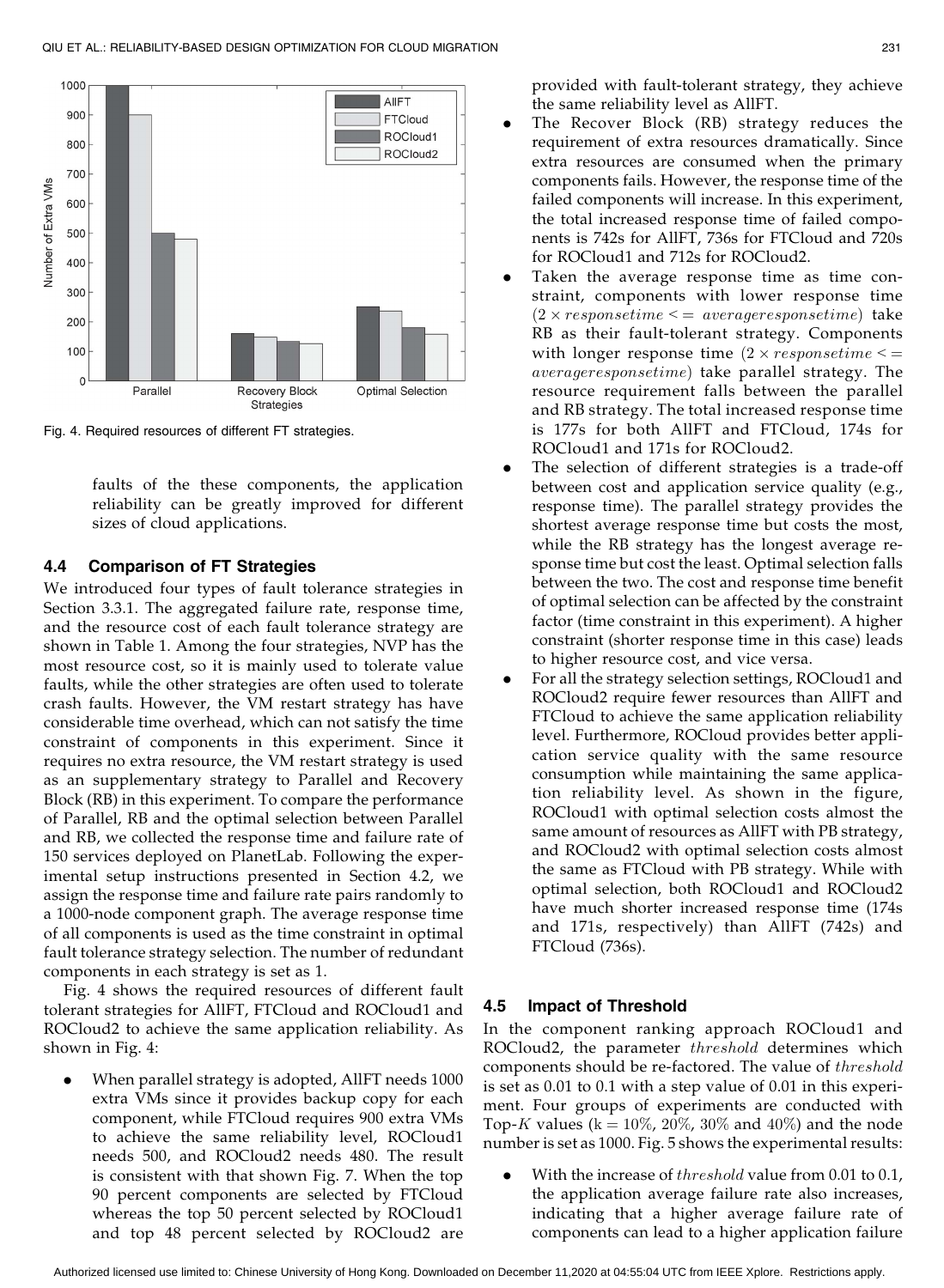Fig. 4. Required resources of different FT strategies.

faults of the these components, the application reliability can be greatly improved for different sizes of cloud applications.

### 4.4 Comparison of FT Strategies

We introduced four types of fault tolerance strategies in Section 3.3.1. The aggregated failure rate, response time, and the resource cost of each fault tolerance strategy are shown in Table 1. Among the four strategies, NVP has the most resource cost, so it is mainly used to tolerate value faults, while the other strategies are often used to tolerate crash faults. However, the VM restart strategy has have considerable time overhead, which can not satisfy the time constraint of components in this experiment. Since it requires no extra resource, the VM restart strategy is used as an supplementary strategy to Parallel and Recovery Block (RB) in this experiment. To compare the performance of Parallel, RB and the optimal selection between Parallel and RB, we collected the response time and failure rate of 150 services deployed on PlanetLab. Following the experimental setup instructions presented in Section 4.2, we assign the response time and failure rate pairs randomly to a 1000-node component graph. The average response time of all components is used as the time constraint in optimal fault tolerance strategy selection. The number of redundant components in each strategy is set as 1.

Fig. 4 shows the required resources of different fault tolerant strategies for AllFT, FTCloud and ROCloud1 and ROCloud2 to achieve the same application reliability. As shown in Fig. 4:

- When parallel strategy is adopted, AllFT needs 1000 extra VMs since it provides backup copy for each component, while FTCloud requires 900 extra VMs to achieve the same reliability level, ROCloud1 needs 500, and ROCloud2 needs 480. The result is consistent with that shown Fig. 7. When the top 90 percent components are selected by FTCloud whereas the top 50 percent selected by ROCloud1 and top 48 percent selected by ROCloud2 are provided with fault-tolerant strategy, they achieve the same reliability level as AllFT.
- The Recover Block (RB) strategy reduces the requirement of extra resources dramatically. Since extra resources are consumed when the primary components fails. However, the response time of the failed components will increase. In this experiment, the total increased response time of failed components is 742s for AllFT, 736s for FTCloud and 720s for ROCloud1 and 712s for ROCloud2.
- Taken the average response time as time constraint, components with lower response time ($2 \times responsetime <= averageresponsetime$) take RB as their fault-tolerant strategy. Components with longer response time ($2 \times responsetime <= averageresponsetime$) take parallel strategy. The resource requirement falls between the parallel and RB strategy. The total increased response time is 177s for both AllFT and FTCloud, 174s for ROCloud1 and 171s for ROCloud2.
- The selection of different strategies is a trade-off between cost and application service quality (e.g., response time). The parallel strategy provides the shortest average response time but costs the most, while the RB strategy has the longest average response time but cost the least. Optimal selection falls between the two. The cost and response time benefit of optimal selection can be affected by the constraint factor (time constraint in this experiment). A higher constraint (shorter response time in this case) leads to higher resource cost, and vice versa.
- For all the strategy settings, ROCloud1 and ROCloud2 require fewer resources than AllFT and FTCloud to achieve the same application reliability level. Furthermore, ROCloud provides better application service quality with the same resource consumption while maintaining the same application reliability level. As shown in the figure, ROCloud1 with optimal selection costs almost the same amount of resources as AllFT with PB strategy, and ROCloud2 with optimal selection costs almost the same as FTCloud with PB strategy. While with optimal selection, both ROCloud1 and ROCloud2 have much shorter increased response time (174s and 171s, respectively) than AllFT (742s) and FTCloud (736s).

### 4.5 Impact of Threshold

In the component ranking approach ROCloud1 and ROCloud2, the parameter $threshold$ determines which components should be re-factored. The value of $threshold$ is set as 0.01 to 0.1 with a step value of 0.01 in this experiment. Four groups of experiments are conducted with Top-$K$ values ($k = 10\%$, $20\%$, $30\%$ and $40\%$) and the node number is set as 1000. Fig. 5 shows the experimental results:

- With the increase of $threshold$ value from 0.01 to 0.1, the application average failure rate also increases, indicating that a higher average failure rate of components can lead to a higher application failure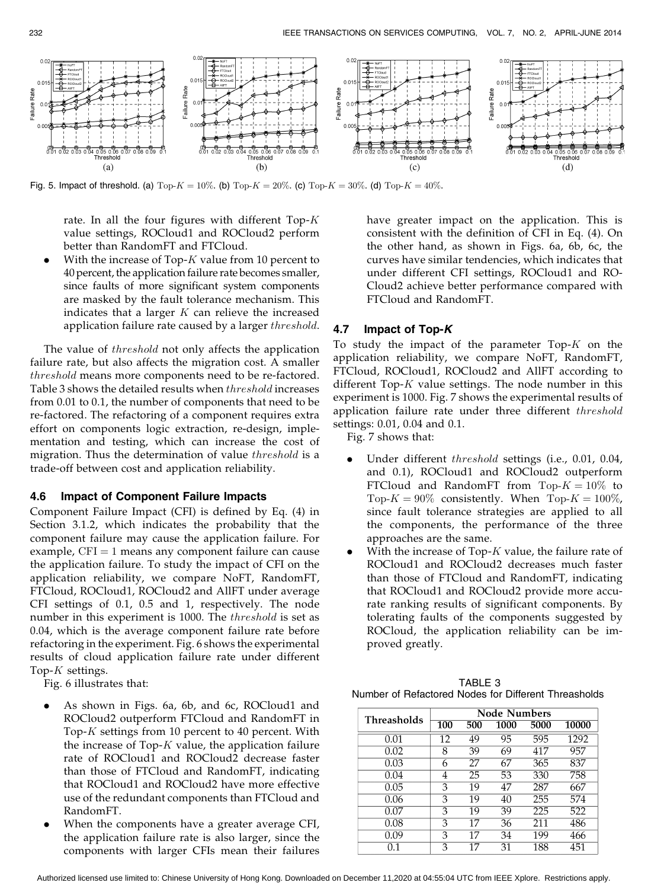Fig. 5. Impact of threshold. (a) Top-$K = 10\%$. (b) Top-$K = 20\%$. (c) Top-$K = 30\%$. (d) Top-$K = 40\%$.

rate. In all the four figures with different Top-$K$ value settings, ROCloud1 and ROCloud2 perform better than RandomFT and FTCloud.

- With the increase of Top-$K$ value from 10 percent to 40 percent, the application failure rate becomes smaller, since faults of more significant system components are masked by the fault tolerance mechanism. This indicates that a larger $K$ can relieve the increased application failure rate caused by a larger *threshold*.

The value of *threshold* not only affects the application failure rate, but also affects the migration cost. A smaller *threshold* means more components need to be re-factored. Table 3 shows the detailed results when *threshold* increases from 0.01 to 0.1, the number of components that need to be re-factored. The refactoring of a component requires extra effort on components logic extraction, re-design, implementation and testing, which can increase the cost of migration. Thus the determination of value *threshold* is a trade-off between cost and application reliability.

### 4.6 Impact of Component Failure Impacts

Component Failure Impact (CFI) is defined by Eq. (4) in Section 3.1.2, which indicates the probability that the component failure may cause the application failure. For example, $\text{CFI} = 1$ means any component failure can cause the application failure. To study the impact of CFI on the application reliability, we compare NoFT, RandomFT, FTCloud, ROCloud1, ROCloud2 and AllFT under average CFI settings of 0.1, 0.5 and 1, respectively. The node number in this experiment is 1000. The *threshold* is set as 0.04, which is the average component failure rate before refactoring in the experiment. Fig. 6 shows the experimental results of cloud application failure rate under different Top-$K$ settings.

Fig. 6 illustrates that:

- As shown in Figs. 6a, 6b, and 6c, ROCloud1 and ROCloud2 outperform FTCloud and RandomFT in Top-$K$ settings from 10 percent to 40 percent. With the increase of Top-$K$ value, the application failure rate of ROCloud1 and ROCloud2 decrease faster than those of FTCloud and RandomFT, indicating that ROCloud1 and ROCloud2 have more effective use of the redundant components than FTCloud and RandomFT.
- When the components have a greater average CFI, the application failure rate is also larger, since the components with larger CFIs mean their failures have greater impact on the application. This is consistent with the definition of CFI in Eq. (4). On the other hand, as shown in Figs. 6a, 6b, 6c, the curves have similar tendencies, which indicates that under different CFI settings, ROCloud1 and ROCloud2 achieve better performance compared with FTCloud and RandomFT.

### 4.7 Impact of Top-$K$

To study the impact of the parameter Top-$K$ on the application reliability, we compare NoFT, RandomFT, FTCloud, ROCloud1, ROCloud2 and AllFT according to different Top-$K$ value settings. The node number in this experiment is 1000. Fig. 7 shows the experimental results of application failure rate under three different *threshold* settings: 0.01, 0.04 and 0.1.

Fig. 7 shows that:

- Under different *threshold* settings (i.e., 0.01, 0.04, and 0.1), ROCloud1 and ROCloud2 outperform FTCloud and RandomFT from Top-$K = 10\%$ to Top-$K = 90\%$ consistently. When Top-$K = 100\%$, since fault tolerance strategies are applied to all the components, the performance of the three approaches are the same.
- With the increase of Top-$K$ value, the failure rate of ROCloud1 and ROCloud2 decreases much faster than those of FTCloud and RandomFT, indicating that ROCloud1 and ROCloud2 provide more accurate ranking results of significant components. By tolerating faults of the components suggested by ROCloud, the application reliability can be improved greatly.

TABLE 3
Number of Refactored Nodes for Different Threasholds

| Threasholds | Node Numbers | | | | |
|---|---|---|---|---|---|
| | 100 | 500 | 1000 | 5000 | 10000 |
| 0.01 | 12 | 49 | 95 | 595 | 1292 |
| 0.02 | 8 | 39 | 69 | 417 | 957 |
| 0.03 | 6 | 27 | 67 | 365 | 837 |
| 0.04 | 4 | 25 | 53 | 330 | 758 |
| 0.05 | 3 | 19 | 47 | 287 | 667 |
| 0.06 | 3 | 19 | 40 | 255 | 574 |
| 0.07 | 3 | 19 | 39 | 225 | 522 |
| 0.08 | 3 | 17 | 36 | 211 | 486 |
| 0.09 | 3 | 17 | 34 | 199 | 466 |
| 0.1 | 3 | 17 | 31 | 188 | 451 |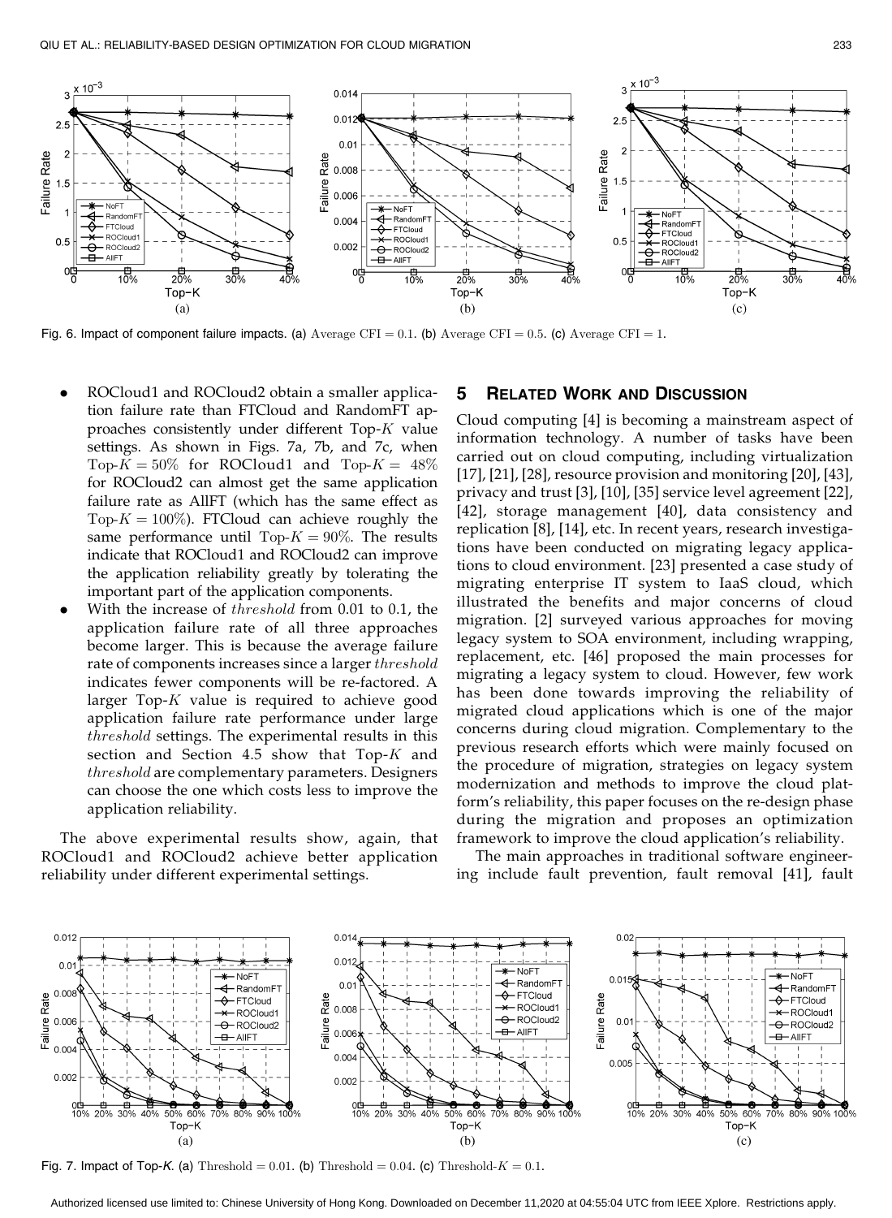Fig. 6. Impact of component failure impacts. (a) Average $\text{CFI} = 0.1$. (b) Average $\text{CFI} = 0.5$. (c) Average $\text{CFI} = 1$.

- ROCloud1 and ROCloud2 obtain a smaller application failure rate than FTCloud and RandomFT approaches consistently under different Top-$K$ value settings. As shown in Figs. 7a, 7b, and 7c, when Top-$K = 50\%$ for ROCloud1 and Top-$K = 48\%$ for ROCloud2 can almost get the same application failure rate as AllFT (which has the same effect as Top-$K = 100\%$). FTCloud can achieve roughly the same performance until Top-$K = 90\%$. The results indicate that ROCloud1 and ROCloud2 can improve the application reliability greatly by tolerating the important part of the application components.
- With the increase of $threshold$ from 0.01 to 0.1, the application failure rate of all three approaches become larger. This is because the average failure rate of components increases since a larger $threshold$ indicates fewer components will be re-factored. A larger Top-$K$ value is required to achieve good application failure rate performance under large $threshold$ settings. The experimental results in this section and Section 4.5 show that Top-$K$ and $threshold$ are complementary parameters. Designers can choose the one which costs less to improve the application reliability.

The above experimental results show, again, that ROCloud1 and ROCloud2 achieve better application reliability under different experimental settings.

## 5 Related Work and Discussion

Cloud computing [4] is becoming a mainstream aspect of information technology. A number of tasks have been carried out on cloud computing, including virtualization [17], [21], [28], resource provision and monitoring [20], [43], privacy and trust [3], [10], [35] service level agreement [22], [42], storage management [40], data consistency and replication [8], [14], etc. In recent years, research investigations have been conducted on migrating legacy applications to cloud environment. [23] presented a case study of migrating enterprise IT system to IaaS cloud, which illustrated the benefits and major concerns of cloud migration. [2] surveyed various approaches for moving legacy system to SOA environment, including wrapping, replacement, etc. [46] proposed the main processes for migrating a legacy system to cloud. However, few work has been done towards improving the reliability of migrated cloud applications which is one of the major concerns during cloud migration. Complementary to the previous research efforts which were mainly focused on the procedure of migration, strategies on legacy system modernization and methods to improve the cloud platform's reliability, this paper focuses on the re-design phase during the migration and proposes an optimization framework to improve the cloud application's reliability.

The main approaches in traditional software engineering include fault prevention, fault removal [41], fault

Fig. 7. Impact of Top-$K$. (a) $\text{Threshold} = 0.01$. (b) $\text{Threshold} = 0.04$. (c) $\text{Threshold-}K = 0.1$.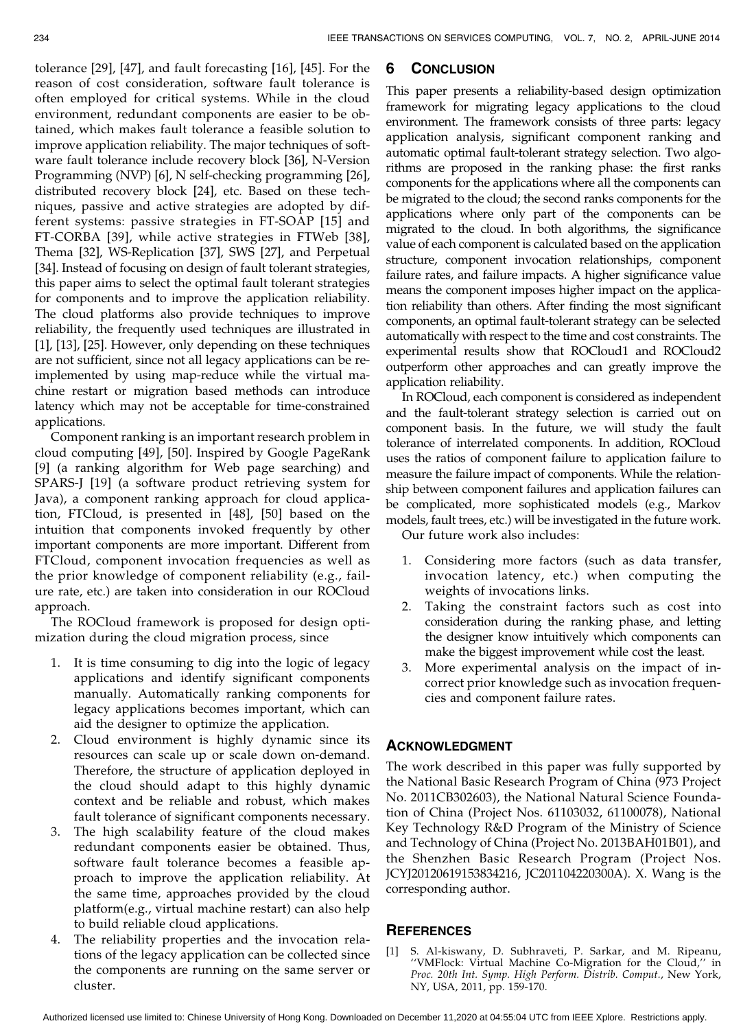tolerance [29], [47], and fault forecasting [16], [45]. For the reason of cost consideration, software fault tolerance is often employed for critical systems. While in the cloud environment, redundant components are easier to be obtained, which makes fault tolerance a feasible solution to improve application reliability. The major techniques of software fault tolerance include recovery block [36], N-Version Programming (NVP) [6], N self-checking programming [26], distributed recovery block [24], etc. Based on these techniques, passive and active strategies are adopted by different systems: passive strategies in FT-SOAP [15] and FT-CORBA [39], while active strategies in FTWeb [38], Thema [32], WS-Replication [37], SWS [27], and Perpetual [34]. Instead of focusing on design of fault tolerant strategies, this paper aims to select the optimal fault tolerant strategies for components and to improve the application reliability. The cloud platforms also provide techniques to improve reliability, the frequently used techniques are illustrated in [1], [13], [25]. However, only depending on these techniques are not sufficient, since not all legacy applications can be re-implemented by using map-reduce while the virtual machine restart or migration based methods can introduce latency which may not be acceptable for time-constrained applications.

Component ranking is an important research problem in cloud computing [49], [50]. Inspired by Google PageRank [9] (a ranking algorithm for Web page searching) and SPARS-J [19] (a software product retrieving system for Java), a component ranking approach for cloud application, FTCloud, is presented in [48], [50] based on the intuition that components invoked frequently by other important components are more important. Different from FTCloud, component invocation frequencies as well as the prior knowledge of component reliability (e.g., failure rate, etc.) are taken into consideration in our ROCloud approach.

The ROCloud framework is proposed for design optimization during the cloud migration process, since

1. It is time consuming to dig into the logic of legacy applications and identify significant components manually. Automatically ranking components for legacy applications becomes important, which can aid the designer to optimize the application.
2. Cloud environment is highly dynamic since its resources can scale up or scale down on-demand. Therefore, the structure of application deployed in the cloud should adapt to this highly dynamic context and be reliable and robust, which makes fault tolerance of significant components necessary.
3. The high scalability feature of the cloud makes redundant components easier be obtained. Thus, software fault tolerance becomes a feasible approach to improve the application reliability. At the same time, approaches provided by the cloud platform(e.g., virtual machine restart) can also help to build reliable cloud applications.
4. The reliability properties and the invocation relations of the legacy application can be collected since the components are running on the same server or cluster.

## 6 Conclusion

This paper presents a reliability-based design optimization framework for migrating legacy applications to the cloud environment. The framework consists of three parts: legacy application analysis, significant component ranking and automatic optimal fault-tolerant strategy selection. Two algorithms are proposed in the ranking phase: the first ranks components for the applications where all the components can be migrated to the cloud; the second ranks components for the applications where only part of the components can be migrated to the cloud. In both algorithms, the significance value of each component is calculated based on the application structure, component invocation relationships, component failure rates, and failure impacts. A higher significance value means the component imposes higher impact on the application reliability than others. After finding the most significant components, an optimal fault-tolerant strategy can be selected automatically with respect to the time and cost constraints. The experimental results show that ROCloud1 and ROCloud2 outperform other approaches and can greatly improve the application reliability.

In ROCloud, each component is considered as independent and the fault-tolerant strategy selection is carried out on component basis. In the future, we will study the fault tolerance of interrelated components. In addition, ROCloud uses the ratios of component failure to application failure to measure the failure impact of components. While the relationship between component failures and application failures can be complicated, more sophisticated models (e.g., Markov models, fault trees, etc.) will be investigated in the future work.

Our future work also includes:

1. Considering more factors (such as data transfer, invocation latency, etc.) when computing the weights of invocations links.
2. Taking the constraint factors such as cost into consideration during the ranking phase, and letting the designer know intuitively which components can make the biggest improvement while cost the least.
3. More experimental analysis on the impact of incorrect prior knowledge such as invocation frequencies and component failure rates.

## Acknowledgment

The work described in this paper was fully supported by the National Basic Research Program of China (973 Project No. 2011CB302603), the National Natural Science Foundation of China (Project Nos. 61103032, 61100078), National Key Technology R&D Program of the Ministry of Science and Technology of China (Project No. 2013BAH01B01), and the Shenzhen Basic Research Program (Project Nos. JCYJ20120619153834216, JC201104220300A). X. Wang is the corresponding author.

## References

[1] S. Al-kiswany, D. Subhraveti, P. Sarkar, and M. Ripeanu, "VMFlock: Virtual Machine Co-Migration for the Cloud," in *Proc. 20th Int. Symp. High Perform. Distrib. Comput.*, New York, NY, USA, 2011, pp. 159-170.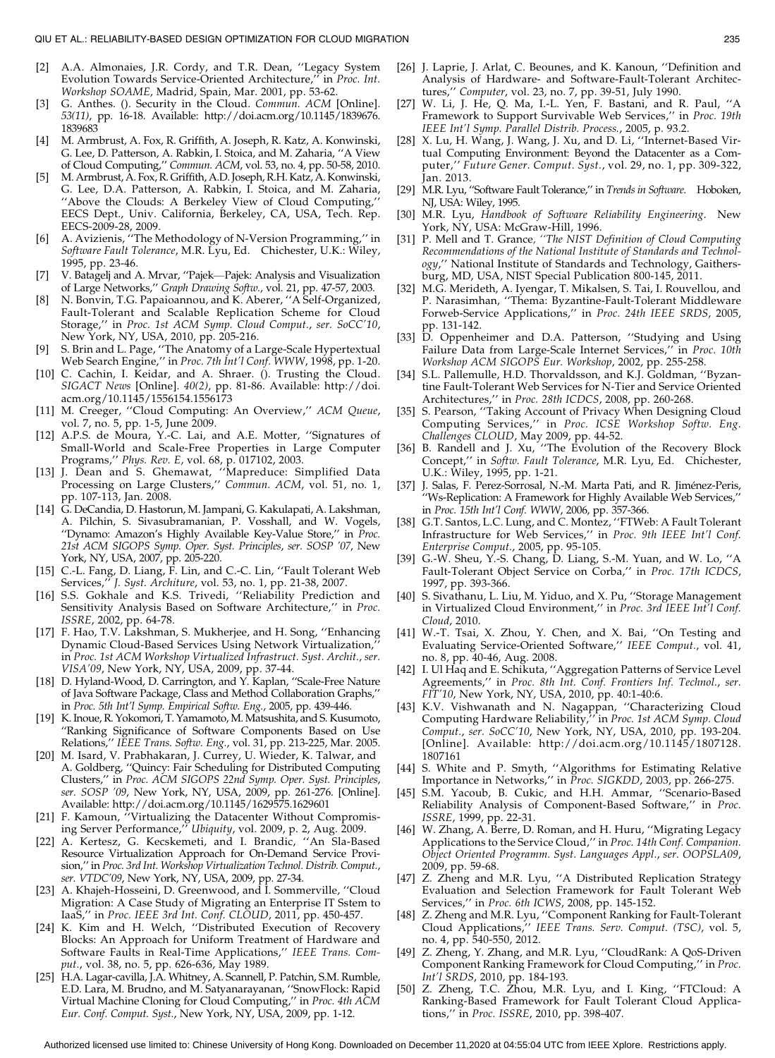- [2] A.A. Almonaies, J.R. Cordy, and T.R. Dean, ''Legacy System Evolution Towards Service-Oriented Architecture,'' in *Proc. Int. Workshop SOAME*, Madrid, Spain, Mar. 2001, pp. 53-62.
- [3] G. Anthes. (). Security in the Cloud. *Commun. ACM* [Online]. *53(11)*, pp. 16-18. Available: http://doi.acm.org/10.1145/1839676.1839683
- [4] M. Armbrust, A. Fox, R. Griffith, A. Joseph, R. Katz, A. Konwinski, G. Lee, D. Patterson, A. Rabkin, I. Stoica, and M. Zaharia, ''A View of Cloud Computing,'' *Commun. ACM*, vol. 53, no. 4, pp. 50-58, 2010.
- [5] M. Armbrust, A. Fox, R. Griffith, A.D. Joseph, R.H. Katz, A. Konwinski, G. Lee, D.A. Patterson, A. Rabkin, I. Stoica, and M. Zaharia, ''Above the Clouds: A Berkeley View of Cloud Computing,'' EECS Dept., Univ. California, Berkeley, CA, USA, Tech. Rep. EECS-2009-28, 2009.
- [6] A. Avizienis, ''The Methodology of N-Version Programming,'' in *Software Fault Tolerance*, M.R. Lyu, Ed. Chichester, U.K.: Wiley, 1995, pp. 23-46.
- [7] V. Batagelj and A. Mrvar, ''Pajek—Pajek: Analysis and Visualization of Large Networks,'' *Graph Drawing Softw.*, vol. 21, pp. 47-57, 2003.
- [8] N. Bonvin, T.G. Papaioannou, and K. Aberer, ''A Self-Organized, Fault-Tolerant and Scalable Replication Scheme for Cloud Storage,'' in *Proc. 1st ACM Symp. Cloud Comput.*, *ser. SoCC'10*, New York, NY, USA, 2010, pp. 205-216.
- [9] S. Brin and L. Page, ''The Anatomy of a Large-Scale Hypertextual Web Search Engine,'' in *Proc. 7th Int'l Conf. WWW*, 1998, pp. 1-20.
- [10] C. Cachin, I. Keidar, and A. Shraer. (). Trusting the Cloud. *SIGACT News* [Online]. *40(2)*, pp. 81-86. Available: http://doi.acm.org/10.1145/1556154.1556173
- [11] M. Creeger, ''Cloud Computing: An Overview,'' *ACM Queue*, vol. 7, no. 5, pp. 1-5, June 2009.
- [12] A.P.S. de Moura, Y.-C. Lai, and A.E. Motter, ''Signatures of Small-World and Scale-Free Properties in Large Computer Programs,'' *Phys. Rev. E*, vol. 68, p. 017102, 2003.
- [13] J. Dean and S. Ghemawat, ''Mapreduce: Simplified Data Processing on Large Clusters,'' *Commun. ACM*, vol. 51, no. 1, pp. 107-113, Jan. 2008.
- [14] G. DeCandia, D. Hastorun, M. Jampani, G. Kakulapati, A. Lakshman, A. Pilchin, S. Sivasubramanian, P. Vosshall, and W. Vogels, ''Dynamo: Amazon's Highly Available Key-Value Store,'' in *Proc. 21st ACM SIGOPS Symp. Oper. Syst. Principles*, *ser. SOSP '07*, New York, NY, USA, 2007, pp. 205-220.
- [15] C.-L. Fang, D. Liang, F. Lin, and C.-C. Lin, ''Fault Tolerant Web Services,'' *J. Syst. Architure*, vol. 53, no. 1, pp. 21-38, 2007.
- [16] S.S. Gokhale and K.S. Trivedi, ''Reliability Prediction and Sensitivity Analysis Based on Software Architecture,'' in *Proc. ISSRE*, 2002, pp. 64-78.
- [17] F. Hao, T.V. Lakshman, S. Mukherjee, and H. Song, ''Enhancing Dynamic Cloud-Based Services Using Network Virtualization,'' in *Proc. 1st ACM Workshop Virtualized Infrastruct. Syst. Archit.*, *ser. VISA'09*, New York, NY, USA, 2009, pp. 37-44.
- [18] D. Hyland-Wood, D. Carrington, and Y. Kaplan, ''Scale-Free Nature of Java Software Package, Class and Method Collaboration Graphs,'' in *Proc. 5th Int'l Symp. Empirical Softw. Eng.*, 2005, pp. 439-446.
- [19] K. Inoue, R. Yokomori, T. Yamamoto, M. Matsushita, and S. Kusumoto, ''Ranking Significance of Software Components Based on Use Relations,'' *IEEE Trans. Softw. Eng.*, vol. 31, pp. 213-225, Mar. 2005.
- [20] M. Isard, V. Prabhakaran, J. Currey, U. Wieder, K. Talwar, and A. Goldberg, ''Quincy: Fair Scheduling for Distributed Computing Clusters,'' in *Proc. ACM SIGOPS 22nd Symp. Oper. Syst. Principles*, *ser. SOSP '09*, New York, NY, USA, 2009, pp. 261-276. [Online]. Available: http://doi.acm.org/10.1145/1629575.1629601
- [21] F. Kamoun, ''Virtualizing the Datacenter Without Compromising Server Performance,'' *Ubiquity*, vol. 2009, p. 2, Aug. 2009.
- [22] A. Kertesz, G. Kecskemeti, and I. Brandic, ''An Sla-Based Resource Virtualization Approach for On-Demand Service Provision,'' in *Proc. 3rd Int. Workshop Virtualization Technol. Distrib. Comput.*, *ser. VTDC'09*, New York, NY, USA, 2009, pp. 27-34.
- [23] A. Khajeh-Hosseini, D. Greenwood, and I. Sommerville, ''Cloud Migration: A Case Study of Migrating an Enterprise IT Sstem to IaaS,'' in *Proc. IEEE 3rd Int. Conf. CLOUD*, 2011, pp. 450-457.
- [24] K. Kim and H. Welch, ''Distributed Execution of Recovery Blocks: An Approach for Uniform Treatment of Hardware and Software Faults in Real-Time Applications,'' *IEEE Trans. Comput.*, vol. 38, no. 5, pp. 626-636, May 1989.
- [25] H.A. Lagar-cavilla, J.A. Whitney, A. Scannell, P. Patchin, S.M. Rumble, E.D. Lara, M. Brudno, and M. Satyanarayanan, ''SnowFlock: Rapid Virtual Machine Cloning for Cloud Computing,'' in *Proc. 4th ACM Eur. Conf. Comput. Syst.*, New York, NY, USA, 2009, pp. 1-12.
- [26] J. Laprie, J. Arlat, C. Beounes, and K. Kanoun, ''Definition and Analysis of Hardware- and Software-Fault-Tolerant Architectures,'' *Computer*, vol. 23, no. 7, pp. 39-51, July 1990.
- [27] W. Li, J. He, Q. Ma, I.-L. Yen, F. Bastani, and R. Paul, ''A Framework to Support Survivable Web Services,'' in *Proc. 19th IEEE Int'l Symp. Parallel Distrib. Process.*, 2005, p. 93.2.
- [28] X. Lu, H. Wang, J. Wang, J. Xu, and D. Li, ''Internet-Based Virtual Computing Environment: Beyond the Datacenter as a Computer,'' *Future Gener. Comput. Syst.*, vol. 29, no. 1, pp. 309-322, Jan. 2013.
- [29] M.R. Lyu, ''Software Fault Tolerance,'' in *Trends in Software*. Hoboken, NJ, USA: Wiley, 1995.
- [30] M.R. Lyu, *Handbook of Software Reliability Engineering*. New York, NY, USA: McGraw-Hill, 1996.
- [31] P. Mell and T. Grance, *''The NIST Definition of Cloud Computing Recommendations of the National Institute of Standards and Technology*,'' National Institute of Standards and Technology, Gaithersburg, MD, USA, NIST Special Publication 800-145, 2011.
- [32] M.G. Merideth, A. Iyengar, T. Mikalsen, S. Tai, I. Rouvellou, and P. Narasimhan, ''Thema: Byzantine-Fault-Tolerant Middleware Forweb-Service Applications,'' in *Proc. 24th IEEE SRDS*, 2005, pp. 131-142.
- [33] D. Oppenheimer and D.A. Patterson, ''Studying and Using Failure Data from Large-Scale Internet Services,'' in *Proc. 10th Workshop ACM SIGOPS Eur. Workshop*, 2002, pp. 255-258.
- [34] S.L. Pallemulle, H.D. Thorvaldsson, and K.J. Goldman, ''Byzantine Fault-Tolerant Web Services for N-Tier and Service Oriented Architectures,'' in *Proc. 28th ICDCS*, 2008, pp. 260-268.
- [35] S. Pearson, ''Taking Account of Privacy When Designing Cloud Computing Services,'' in *Proc. ICSE Workshop Softw. Eng. Challenges CLOUD*, May 2009, pp. 44-52.
- [36] B. Randell and J. Xu, ''The Evolution of the Recovery Block Concept,'' in *Softw. Fault Tolerance*, M.R. Lyu, Ed. Chichester, U.K.: Wiley, 1995, pp. 1-21.
- [37] J. Salas, F. Perez-Sorrosal, N.-M. Marta Pati, and R. Jiménez-Peris, ''Ws-Replication: A Framework for Highly Available Web Services,'' in *Proc. 15th Int'l Conf. WWW*, 2006, pp. 357-366.
- [38] G.T. Santos, L.C. Lung, and C. Montez, ''FTWeb: A Fault Tolerant Infrastructure for Web Services,'' in *Proc. 9th IEEE Int'l Conf. Enterprise Comput.*, 2005, pp. 95-105.
- [39] G.-W. Sheu, Y.-S. Chang, D. Liang, S.-M. Yuan, and W. Lo, ''A Fault-Tolerant Object Service on Corba,'' in *Proc. 17th ICDCS*, 1997, pp. 393-366.
- [40] S. Sivathanu, L. Liu, M. Yiduo, and X. Pu, ''Storage Management in Virtualized Cloud Environment,'' in *Proc. 3rd IEEE Int'l Conf. Cloud*, 2010.
- [41] W.-T. Tsai, X. Zhou, Y. Chen, and X. Bai, ''On Testing and Evaluating Service-Oriented Software,'' *IEEE Comput.*, vol. 41, no. 8, pp. 40-46, Aug. 2008.
- [42] I. Ul Haq and E. Schikuta, ''Aggregation Patterns of Service Level Agreements,'' in *Proc. 8th Int. Conf. Frontiers Inf. Technol.*, *ser. FIT'10*, New York, NY, USA, 2010, pp. 40:1-40:6.
- [43] K.V. Vishwanath and N. Nagappan, ''Characterizing Cloud Computing Hardware Reliability,'' in *Proc. 1st ACM Symp. Cloud Comput.*, *ser. SoCC'10*, New York, NY, USA, 2010, pp. 193-204. [Online]. Available: http://doi.acm.org/10.1145/1807128.1807161
- [44] S. White and P. Smyth, ''Algorithms for Estimating Relative Importance in Networks,'' in *Proc. SIGKDD*, 2003, pp. 266-275.
- [45] S.M. Yacoub, B. Cukic, and H.H. Ammar, ''Scenario-Based Reliability Analysis of Component-Based Software,'' in *Proc. ISSRE*, 1999, pp. 22-31.
- [46] W. Zhang, A. Berre, D. Roman, and H. Huru, ''Migrating Legacy Applications to the Service Cloud,'' in *Proc. 14th Conf. Companion. Object Oriented Programm. Syst. Languages Appl.*, *ser. OOPSLA09*, 2009, pp. 59-68.
- [47] Z. Zheng and M.R. Lyu, ''A Distributed Replication Strategy Evaluation and Selection Framework for Fault Tolerant Web Services,'' in *Proc. 6th ICWS*, 2008, pp. 145-152.
- [48] Z. Zheng and M.R. Lyu, ''Component Ranking for Fault-Tolerant Cloud Applications,'' *IEEE Trans. Serv. Comput. (TSC)*, vol. 5, no. 4, pp. 540-550, 2012.
- [49] Z. Zheng, Y. Zhang, and M.R. Lyu, ''CloudRank: A QoS-Driven Component Ranking Framework for Cloud Computing,'' in *Proc. Int'l SRDS*, 2010, pp. 184-193.
- [50] Z. Zheng, T.C. Zhou, M.R. Lyu, and I. King, ''FTCloud: A Ranking-Based Framework for Fault Tolerant Cloud Applications,'' in *Proc. ISSRE*, 2010, pp. 398-407.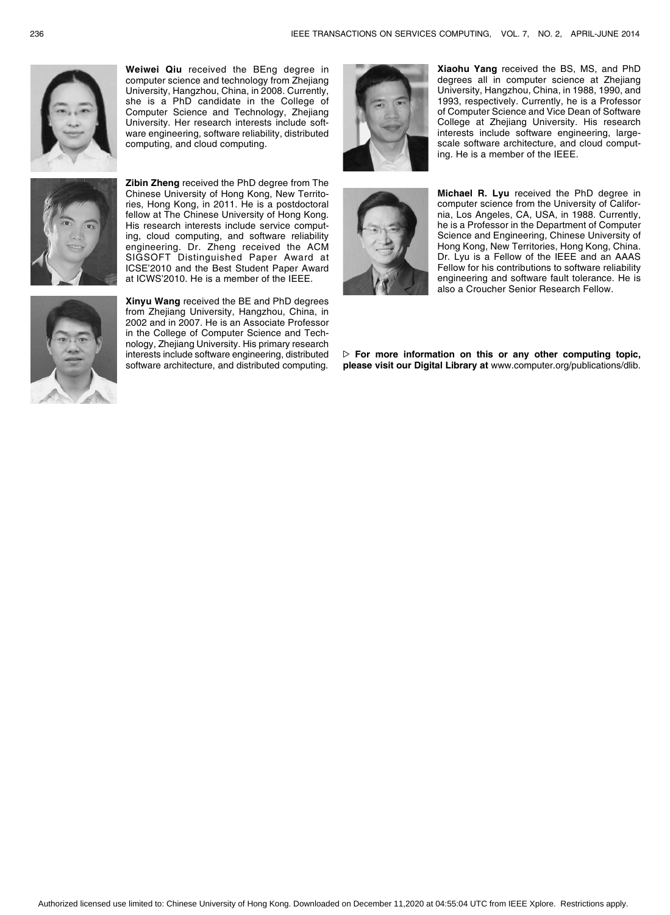**Weiwei Qiu** received the BEng degree in computer science and technology from Zhejiang University, Hangzhou, China, in 2008. Currently, she is a PhD candidate in the College of Computer Science and Technology, Zhejiang University. Her research interests include software engineering, software reliability, distributed computing, and cloud computing.

**Zibin Zheng** received the PhD degree from The Chinese University of Hong Kong, New Territories, Hong Kong, in 2011. He is a postdoctoral fellow at The Chinese University of Hong Kong. His research interests include service computing, cloud computing, and software reliability engineering. Dr. Zheng received the ACM SIGSOFT Distinguished Paper Award at ICSE'2010 and the Best Student Paper Award at ICWS'2010. He is a member of the IEEE.

**Xinyu Wang** received the BE and PhD degrees from Zhejiang University, Hangzhou, China, in 2002 and in 2007. He is an Associate Professor in the College of Computer Science and Technology, Zhejiang University. His primary research interests include software engineering, distributed software architecture, and distributed computing.

**Xiaohu Yang** received the BS, MS, and PhD degrees all in computer science at Zhejiang University, Hangzhou, China, in 1988, 1990, and 1993, respectively. Currently, he is a Professor of Computer Science and Vice Dean of Software College at Zhejiang University. His research interests include software engineering, large-scale software architecture, and cloud computing. He is a member of the IEEE.

**Michael R. Lyu** received the PhD degree in computer science from the University of California, Los Angeles, CA, USA, in 1988. Currently, he is a Professor in the Department of Computer Science and Engineering, Chinese University of Hong Kong, New Territories, Hong Kong, China. Dr. Lyu is a Fellow of the IEEE and an AAAS Fellow for his contributions to software reliability engineering and software fault tolerance. He is also a Croucher Senior Research Fellow.

▷ **For more information on this or any other computing topic, please visit our Digital Library at** www.computer.org/publications/dlib.